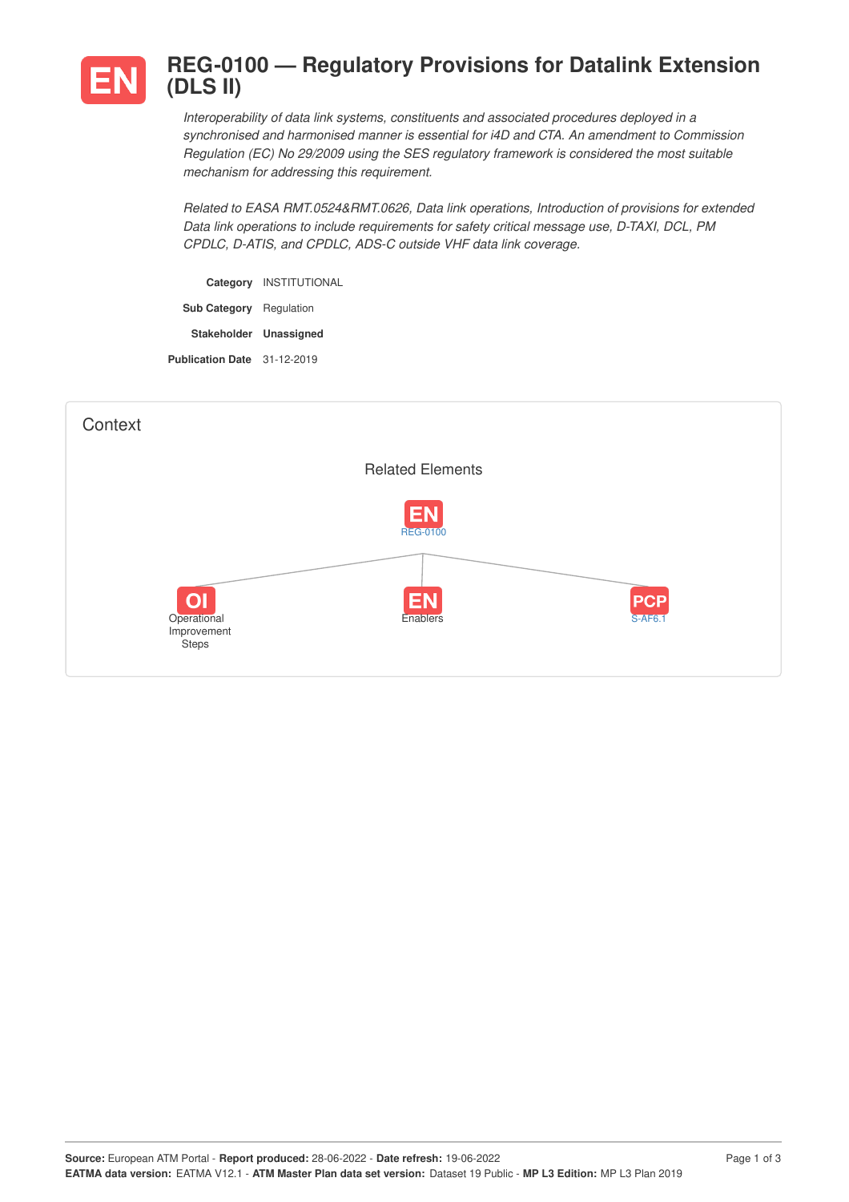# EN REG-0100 — Regulatory Provisions for Datalink Extension (DLS II)

*Interoperability of data link systems, constituents and associated procedures deployed in a synchronised and harmonised manner is essential for i4D and CTA. An amendment to Commission Regulation (EC) No 29/2009 using the SES regulatory framework is considered the most suitable mechanism for addressing this requirement.*

*Related to EASA RMT.0524&RMT.0626, Data link operations, Introduction of provisions for extended Data link operations to include requirements for safety critical message use, D-TAXI, DCL, PM CPDLC, D-ATIS, and CPDLC, ADS-C outside VHF data link coverage.*

| | |
|---|---|
| **Category** | INSTITUTIONAL |
| **Sub Category** | Regulation |
| **Stakeholder** | **Unassigned** |
| **Publication Date** | 31-12-2019 |

## Context

### Related Elements

- EN REG-0100
  - OI Operational Improvement Steps
  - EN Enablers
  - PCP S-AF6.1

**Source:** European ATM Portal - **Report produced:** 28-06-2022 - **Date refresh:** 19-06-2022
**EATMA data version:** EATMA V12.1 - **ATM Master Plan data set version:** Dataset 19 Public - **MP L3 Edition:** MP L3 Plan 2019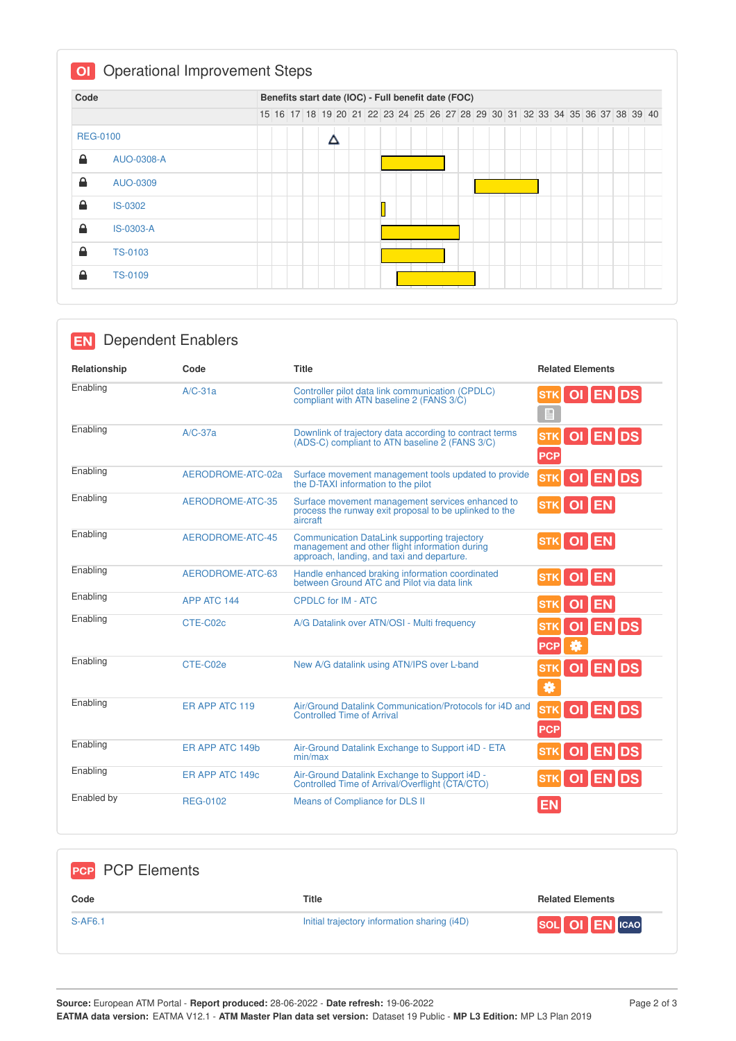## OI Operational Improvement Steps

| Code | Benefits start date (IOC) - Full benefit date (FOC) |
|---|---|
| REG-0100 | IOC: 19 |
| AUO-0308-A | 23 – 26 |
| AUO-0309 | 29 – 32 |
| IS-0302 | 23 |
| IS-0303-A | 23 – 27 |
| TS-0103 | 23 – 26 |
| TS-0109 | 24 – 28 |

## EN Dependent Enablers

| Relationship | Code | Title | Related Elements |
|---|---|---|---|
| Enabling | A/C-31a | Controller pilot data link communication (CPDLC) compliant with ATN baseline 2 (FANS 3/C) | STK OI EN DS |
| Enabling | A/C-37a | Downlink of trajectory data according to contract terms (ADS-C) compliant to ATN baseline 2 (FANS 3/C) | STK OI EN DS PCP |
| Enabling | AERODROME-ATC-02a | Surface movement management tools updated to provide the D-TAXI information to the pilot | STK OI EN DS |
| Enabling | AERODROME-ATC-35 | Surface movement management services enhanced to process the runway exit proposal to be uplinked to the aircraft | STK OI EN |
| Enabling | AERODROME-ATC-45 | Communication DataLink supporting trajectory management and other flight information during approach, landing, and taxi and departure. | STK OI EN |
| Enabling | AERODROME-ATC-63 | Handle enhanced braking information coordinated between Ground ATC and Pilot via data link | STK OI EN |
| Enabling | APP ATC 144 | CPDLC for IM - ATC | STK OI EN |
| Enabling | CTE-C02c | A/G Datalink over ATN/OSI - Multi frequency | STK OI EN DS PCP |
| Enabling | CTE-C02e | New A/G datalink using ATN/IPS over L-band | STK OI EN DS |
| Enabling | ER APP ATC 119 | Air/Ground Datalink Communication/Protocols for i4D and Controlled Time of Arrival | STK OI EN DS PCP |
| Enabling | ER APP ATC 149b | Air-Ground Datalink Exchange to Support i4D - ETA min/max | STK OI EN DS |
| Enabling | ER APP ATC 149c | Air-Ground Datalink Exchange to Support i4D - Controlled Time of Arrival/Overflight (CTA/CTO) | STK OI EN DS |
| Enabled by | REG-0102 | Means of Compliance for DLS II | EN |

## PCP PCP Elements

| Code | Title | Related Elements |
|---|---|---|
| S-AF6.1 | Initial trajectory information sharing (i4D) | SOL OI EN ICAO |

**Source:** European ATM Portal - **Report produced:** 28-06-2022 - **Date refresh:** 19-06-2022
**EATMA data version:** EATMA V12.1 - **ATM Master Plan data set version:** Dataset 19 Public - **MP L3 Edition:** MP L3 Plan 2019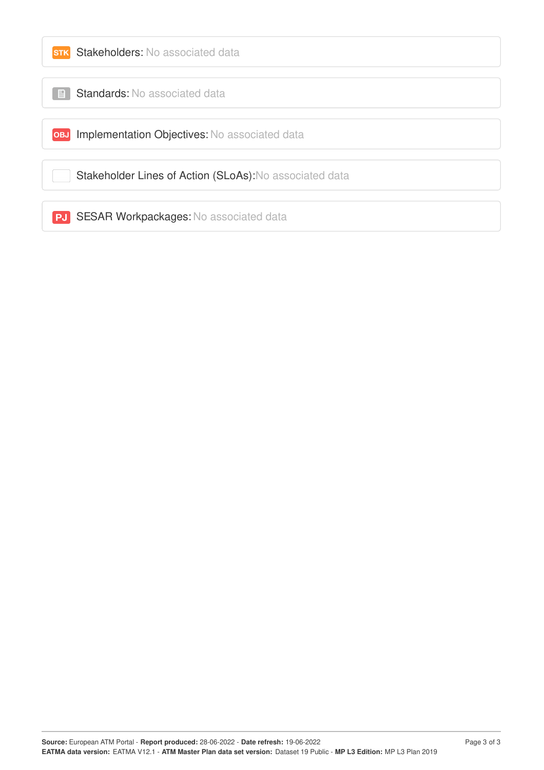STK Stakeholders: No associated data

Standards: No associated data

OBJ Implementation Objectives: No associated data

Stakeholder Lines of Action (SLoAs): No associated data

PJ SESAR Workpackages: No associated data

**Source:** European ATM Portal - **Report produced:** 28-06-2022 - **Date refresh:** 19-06-2022
**EATMA data version:** EATMA V12.1 - **ATM Master Plan data set version:** Dataset 19 Public - **MP L3 Edition:** MP L3 Plan 2019